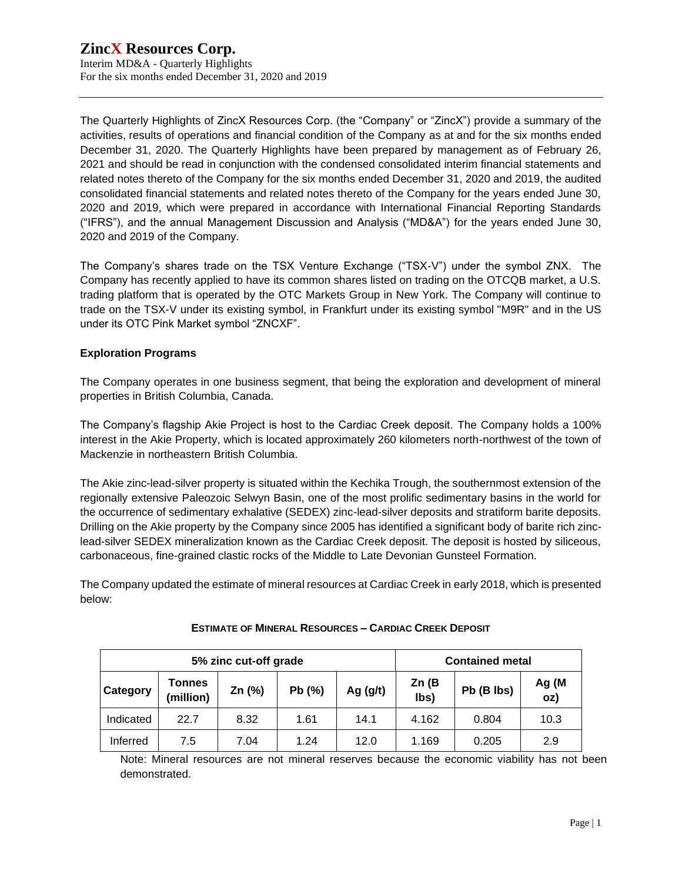# ZincX Resources Corp.

Interim MD&A - Quarterly Highlights
For the six months ended December 31, 2020 and 2019

The Quarterly Highlights of ZincX Resources Corp. (the "Company" or "ZincX") provide a summary of the activities, results of operations and financial condition of the Company as at and for the six months ended December 31, 2020. The Quarterly Highlights have been prepared by management as of February 26, 2021 and should be read in conjunction with the condensed consolidated interim financial statements and related notes thereto of the Company for the six months ended December 31, 2020 and 2019, the audited consolidated financial statements and related notes thereto of the Company for the years ended June 30, 2020 and 2019, which were prepared in accordance with International Financial Reporting Standards ("IFRS"), and the annual Management Discussion and Analysis ("MD&A") for the years ended June 30, 2020 and 2019 of the Company.

The Company's shares trade on the TSX Venture Exchange ("TSX-V") under the symbol ZNX. The Company has recently applied to have its common shares listed on trading on the OTCQB market, a U.S. trading platform that is operated by the OTC Markets Group in New York. The Company will continue to trade on the TSX-V under its existing symbol, in Frankfurt under its existing symbol "M9R" and in the US under its OTC Pink Market symbol "ZNCXF".

**Exploration Programs**

The Company operates in one business segment, that being the exploration and development of mineral properties in British Columbia, Canada.

The Company's flagship Akie Project is host to the Cardiac Creek deposit. The Company holds a 100% interest in the Akie Property, which is located approximately 260 kilometers north-northwest of the town of Mackenzie in northeastern British Columbia.

The Akie zinc-lead-silver property is situated within the Kechika Trough, the southernmost extension of the regionally extensive Paleozoic Selwyn Basin, one of the most prolific sedimentary basins in the world for the occurrence of sedimentary exhalative (SEDEX) zinc-lead-silver deposits and stratiform barite deposits. Drilling on the Akie property by the Company since 2005 has identified a significant body of barite rich zinc-lead-silver SEDEX mineralization known as the Cardiac Creek deposit. The deposit is hosted by siliceous, carbonaceous, fine-grained clastic rocks of the Middle to Late Devonian Gunsteel Formation.

The Company updated the estimate of mineral resources at Cardiac Creek in early 2018, which is presented below:

**ESTIMATE OF MINERAL RESOURCES – CARDIAC CREEK DEPOSIT**

| 5% zinc cut-off grade | | | | | Contained metal | | |
|---|---|---|---|---|---|---|---|
| **Category** | **Tonnes (million)** | **Zn (%)** | **Pb (%)** | **Ag (g/t)** | **Zn (B lbs)** | **Pb (B lbs)** | **Ag (M oz)** |
| Indicated | 22.7 | 8.32 | 1.61 | 14.1 | 4.162 | 0.804 | 10.3 |
| Inferred | 7.5 | 7.04 | 1.24 | 12.0 | 1.169 | 0.205 | 2.9 |

Note: Mineral resources are not mineral reserves because the economic viability has not been demonstrated.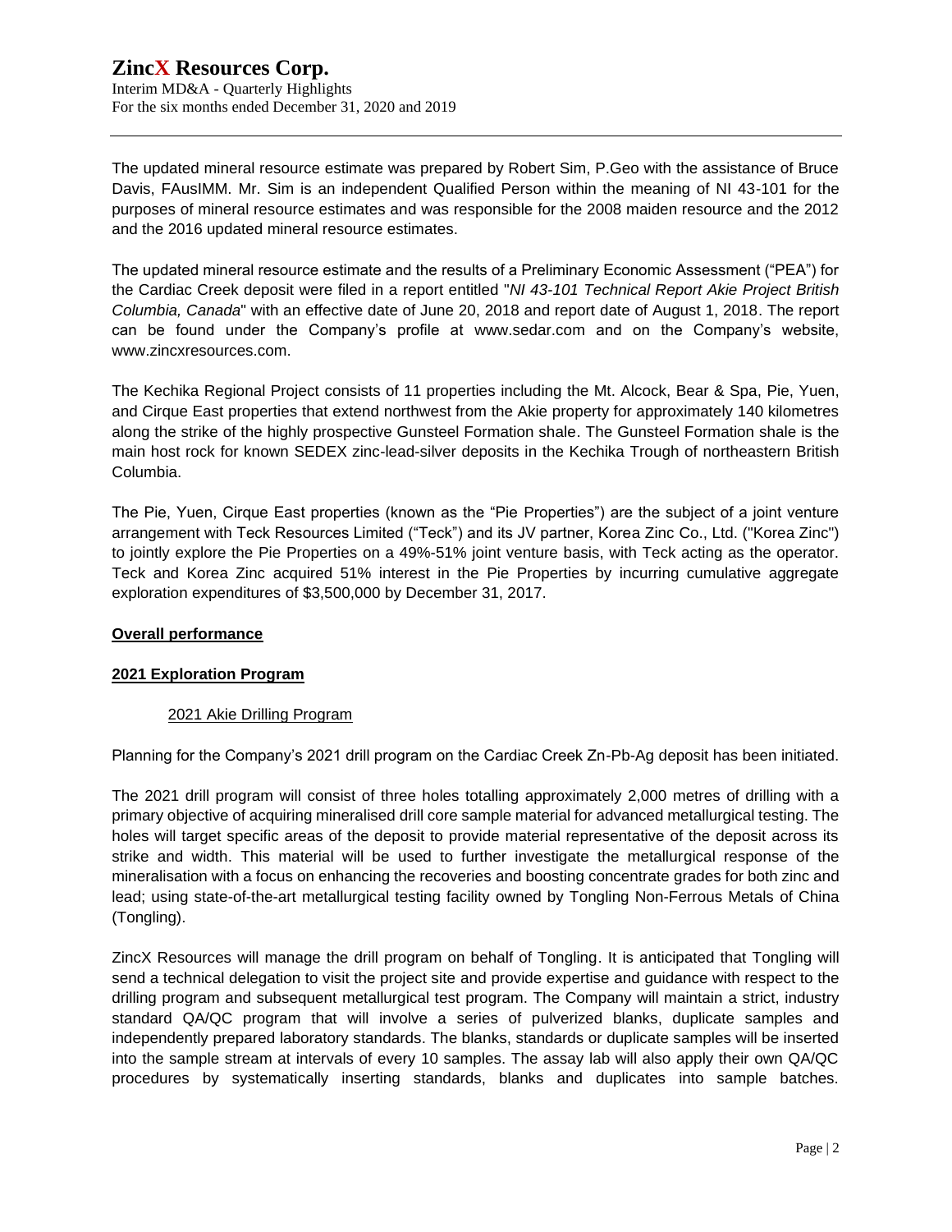The updated mineral resource estimate was prepared by Robert Sim, P.Geo with the assistance of Bruce Davis, FAusIMM. Mr. Sim is an independent Qualified Person within the meaning of NI 43-101 for the purposes of mineral resource estimates and was responsible for the 2008 maiden resource and the 2012 and the 2016 updated mineral resource estimates.

The updated mineral resource estimate and the results of a Preliminary Economic Assessment ("PEA") for the Cardiac Creek deposit were filed in a report entitled "*NI 43-101 Technical Report Akie Project British Columbia, Canada*" with an effective date of June 20, 2018 and report date of August 1, 2018. The report can be found under the Company's profile at www.sedar.com and on the Company's website, www.zincxresources.com.

The Kechika Regional Project consists of 11 properties including the Mt. Alcock, Bear & Spa, Pie, Yuen, and Cirque East properties that extend northwest from the Akie property for approximately 140 kilometres along the strike of the highly prospective Gunsteel Formation shale. The Gunsteel Formation shale is the main host rock for known SEDEX zinc-lead-silver deposits in the Kechika Trough of northeastern British Columbia.

The Pie, Yuen, Cirque East properties (known as the "Pie Properties") are the subject of a joint venture arrangement with Teck Resources Limited ("Teck") and its JV partner, Korea Zinc Co., Ltd. ("Korea Zinc") to jointly explore the Pie Properties on a 49%-51% joint venture basis, with Teck acting as the operator. Teck and Korea Zinc acquired 51% interest in the Pie Properties by incurring cumulative aggregate exploration expenditures of $3,500,000 by December 31, 2017.

## Overall performance

## 2021 Exploration Program

### 2021 Akie Drilling Program

Planning for the Company's 2021 drill program on the Cardiac Creek Zn-Pb-Ag deposit has been initiated.

The 2021 drill program will consist of three holes totalling approximately 2,000 metres of drilling with a primary objective of acquiring mineralised drill core sample material for advanced metallurgical testing. The holes will target specific areas of the deposit to provide material representative of the deposit across its strike and width. This material will be used to further investigate the metallurgical response of the mineralisation with a focus on enhancing the recoveries and boosting concentrate grades for both zinc and lead; using state-of-the-art metallurgical testing facility owned by Tongling Non-Ferrous Metals of China (Tongling).

ZincX Resources will manage the drill program on behalf of Tongling. It is anticipated that Tongling will send a technical delegation to visit the project site and provide expertise and guidance with respect to the drilling program and subsequent metallurgical test program. The Company will maintain a strict, industry standard QA/QC program that will involve a series of pulverized blanks, duplicate samples and independently prepared laboratory standards. The blanks, standards or duplicate samples will be inserted into the sample stream at intervals of every 10 samples. The assay lab will also apply their own QA/QC procedures by systematically inserting standards, blanks and duplicates into sample batches.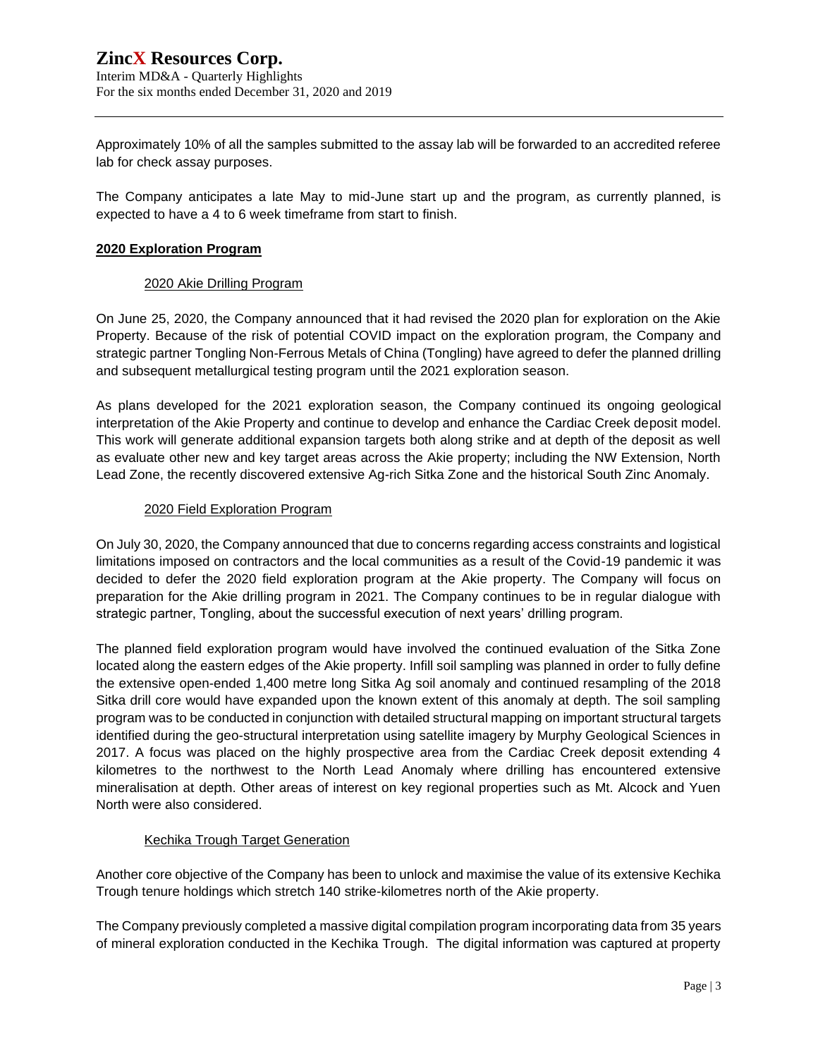Approximately 10% of all the samples submitted to the assay lab will be forwarded to an accredited referee lab for check assay purposes.

The Company anticipates a late May to mid-June start up and the program, as currently planned, is expected to have a 4 to 6 week timeframe from start to finish.

## 2020 Exploration Program

### 2020 Akie Drilling Program

On June 25, 2020, the Company announced that it had revised the 2020 plan for exploration on the Akie Property. Because of the risk of potential COVID impact on the exploration program, the Company and strategic partner Tongling Non-Ferrous Metals of China (Tongling) have agreed to defer the planned drilling and subsequent metallurgical testing program until the 2021 exploration season.

As plans developed for the 2021 exploration season, the Company continued its ongoing geological interpretation of the Akie Property and continue to develop and enhance the Cardiac Creek deposit model. This work will generate additional expansion targets both along strike and at depth of the deposit as well as evaluate other new and key target areas across the Akie property; including the NW Extension, North Lead Zone, the recently discovered extensive Ag-rich Sitka Zone and the historical South Zinc Anomaly.

### 2020 Field Exploration Program

On July 30, 2020, the Company announced that due to concerns regarding access constraints and logistical limitations imposed on contractors and the local communities as a result of the Covid-19 pandemic it was decided to defer the 2020 field exploration program at the Akie property. The Company will focus on preparation for the Akie drilling program in 2021. The Company continues to be in regular dialogue with strategic partner, Tongling, about the successful execution of next years' drilling program.

The planned field exploration program would have involved the continued evaluation of the Sitka Zone located along the eastern edges of the Akie property. Infill soil sampling was planned in order to fully define the extensive open-ended 1,400 metre long Sitka Ag soil anomaly and continued resampling of the 2018 Sitka drill core would have expanded upon the known extent of this anomaly at depth. The soil sampling program was to be conducted in conjunction with detailed structural mapping on important structural targets identified during the geo-structural interpretation using satellite imagery by Murphy Geological Sciences in 2017. A focus was placed on the highly prospective area from the Cardiac Creek deposit extending 4 kilometres to the northwest to the North Lead Anomaly where drilling has encountered extensive mineralisation at depth. Other areas of interest on key regional properties such as Mt. Alcock and Yuen North were also considered.

### Kechika Trough Target Generation

Another core objective of the Company has been to unlock and maximise the value of its extensive Kechika Trough tenure holdings which stretch 140 strike-kilometres north of the Akie property.

The Company previously completed a massive digital compilation program incorporating data from 35 years of mineral exploration conducted in the Kechika Trough. The digital information was captured at property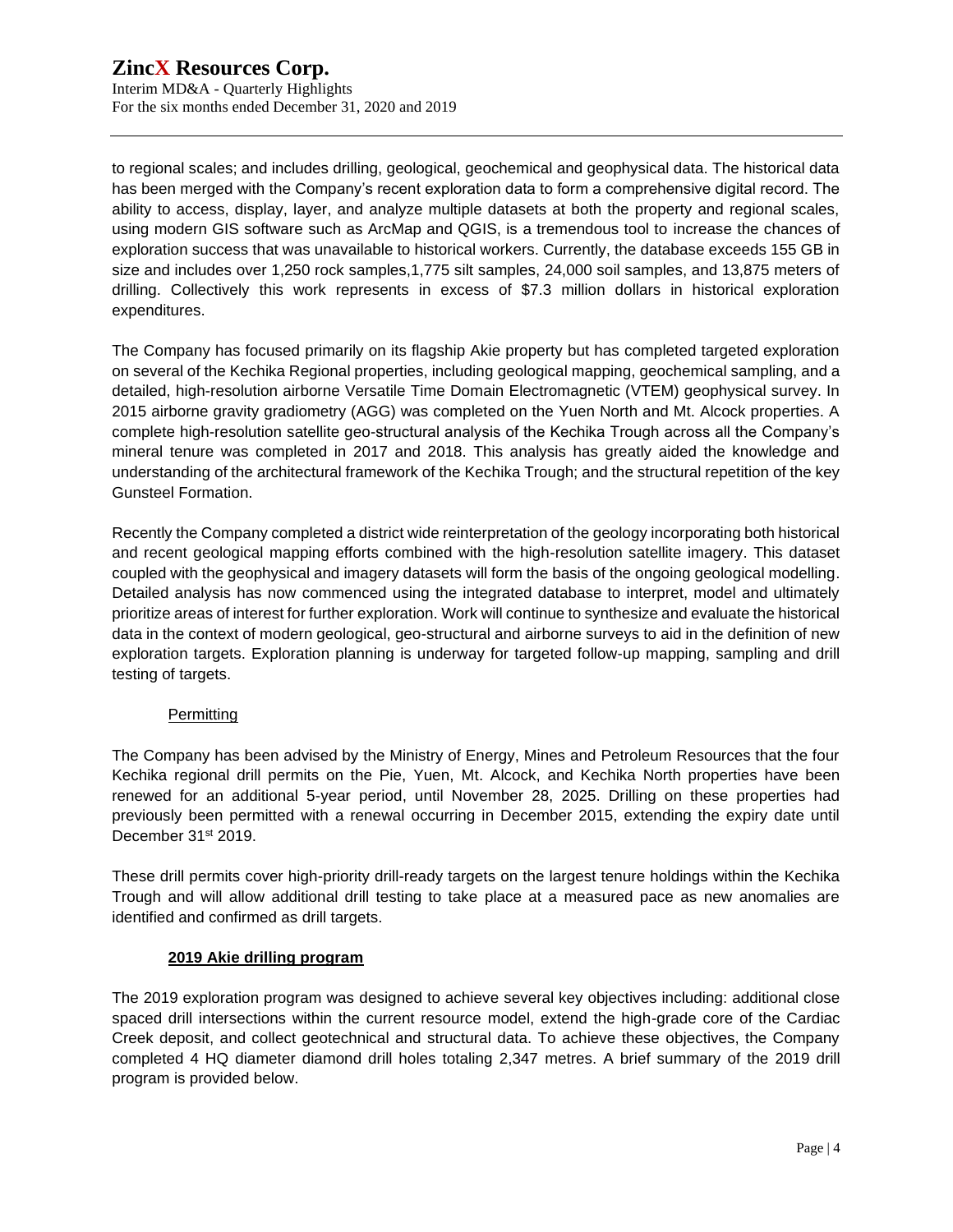to regional scales; and includes drilling, geological, geochemical and geophysical data. The historical data has been merged with the Company's recent exploration data to form a comprehensive digital record. The ability to access, display, layer, and analyze multiple datasets at both the property and regional scales, using modern GIS software such as ArcMap and QGIS, is a tremendous tool to increase the chances of exploration success that was unavailable to historical workers. Currently, the database exceeds 155 GB in size and includes over 1,250 rock samples,1,775 silt samples, 24,000 soil samples, and 13,875 meters of drilling. Collectively this work represents in excess of $7.3 million dollars in historical exploration expenditures.

The Company has focused primarily on its flagship Akie property but has completed targeted exploration on several of the Kechika Regional properties, including geological mapping, geochemical sampling, and a detailed, high-resolution airborne Versatile Time Domain Electromagnetic (VTEM) geophysical survey. In 2015 airborne gravity gradiometry (AGG) was completed on the Yuen North and Mt. Alcock properties. A complete high-resolution satellite geo-structural analysis of the Kechika Trough across all the Company's mineral tenure was completed in 2017 and 2018. This analysis has greatly aided the knowledge and understanding of the architectural framework of the Kechika Trough; and the structural repetition of the key Gunsteel Formation.

Recently the Company completed a district wide reinterpretation of the geology incorporating both historical and recent geological mapping efforts combined with the high-resolution satellite imagery. This dataset coupled with the geophysical and imagery datasets will form the basis of the ongoing geological modelling. Detailed analysis has now commenced using the integrated database to interpret, model and ultimately prioritize areas of interest for further exploration. Work will continue to synthesize and evaluate the historical data in the context of modern geological, geo-structural and airborne surveys to aid in the definition of new exploration targets. Exploration planning is underway for targeted follow-up mapping, sampling and drill testing of targets.

## Permitting

The Company has been advised by the Ministry of Energy, Mines and Petroleum Resources that the four Kechika regional drill permits on the Pie, Yuen, Mt. Alcock, and Kechika North properties have been renewed for an additional 5-year period, until November 28, 2025. Drilling on these properties had previously been permitted with a renewal occurring in December 2015, extending the expiry date until December 31st 2019.

These drill permits cover high-priority drill-ready targets on the largest tenure holdings within the Kechika Trough and will allow additional drill testing to take place at a measured pace as new anomalies are identified and confirmed as drill targets.

## 2019 Akie drilling program

The 2019 exploration program was designed to achieve several key objectives including: additional close spaced drill intersections within the current resource model, extend the high-grade core of the Cardiac Creek deposit, and collect geotechnical and structural data. To achieve these objectives, the Company completed 4 HQ diameter diamond drill holes totaling 2,347 metres. A brief summary of the 2019 drill program is provided below.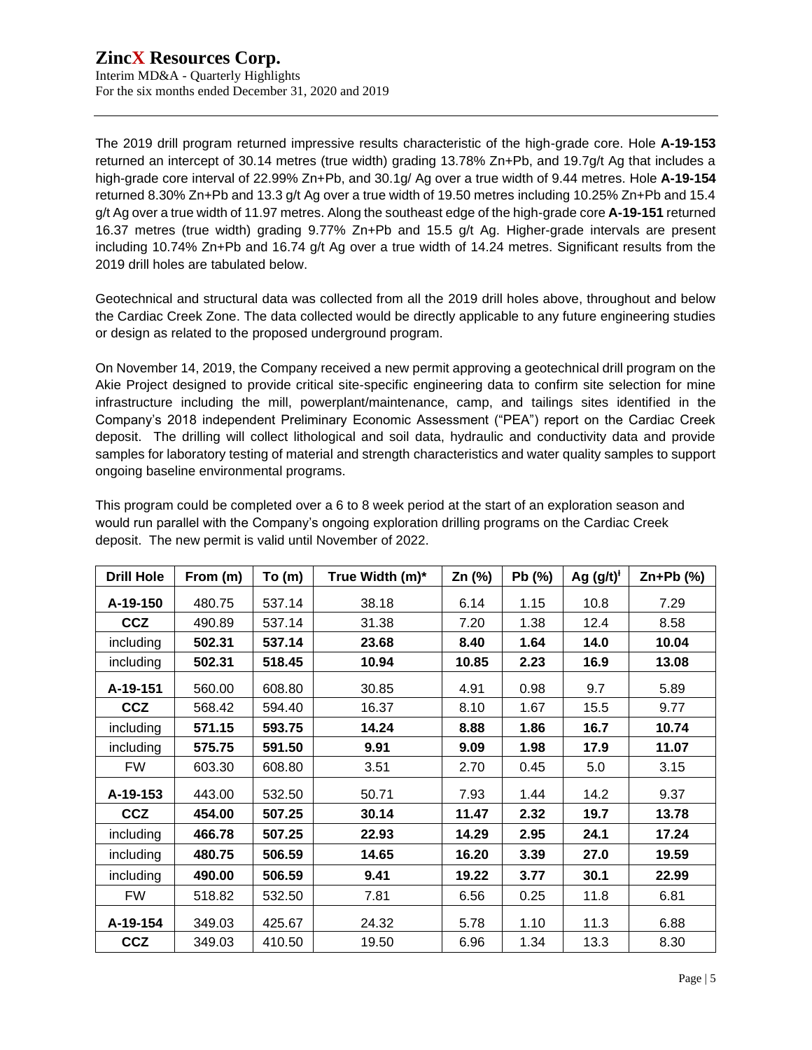The 2019 drill program returned impressive results characteristic of the high-grade core. Hole **A-19-153** returned an intercept of 30.14 metres (true width) grading 13.78% Zn+Pb, and 19.7g/t Ag that includes a high-grade core interval of 22.99% Zn+Pb, and 30.1g/ Ag over a true width of 9.44 metres. Hole **A-19-154** returned 8.30% Zn+Pb and 13.3 g/t Ag over a true width of 19.50 metres including 10.25% Zn+Pb and 15.4 g/t Ag over a true width of 11.97 metres. Along the southeast edge of the high-grade core **A-19-151** returned 16.37 metres (true width) grading 9.77% Zn+Pb and 15.5 g/t Ag. Higher-grade intervals are present including 10.74% Zn+Pb and 16.74 g/t Ag over a true width of 14.24 metres. Significant results from the 2019 drill holes are tabulated below.

Geotechnical and structural data was collected from all the 2019 drill holes above, throughout and below the Cardiac Creek Zone. The data collected would be directly applicable to any future engineering studies or design as related to the proposed underground program.

On November 14, 2019, the Company received a new permit approving a geotechnical drill program on the Akie Project designed to provide critical site-specific engineering data to confirm site selection for mine infrastructure including the mill, powerplant/maintenance, camp, and tailings sites identified in the Company's 2018 independent Preliminary Economic Assessment ("PEA") report on the Cardiac Creek deposit. The drilling will collect lithological and soil data, hydraulic and conductivity data and provide samples for laboratory testing of material and strength characteristics and water quality samples to support ongoing baseline environmental programs.

This program could be completed over a 6 to 8 week period at the start of an exploration season and would run parallel with the Company's ongoing exploration drilling programs on the Cardiac Creek deposit. The new permit is valid until November of 2022.

| Drill Hole | From (m) | To (m) | True Width (m)* | Zn (%) | Pb (%) | Ag (g/t)ᵻ | Zn+Pb (%) |
|---|---|---|---|---|---|---|---|
| **A-19-150** | 480.75 | 537.14 | 38.18 | 6.14 | 1.15 | 10.8 | 7.29 |
| **CCZ** | 490.89 | 537.14 | 31.38 | 7.20 | 1.38 | 12.4 | 8.58 |
| including | **502.31** | **537.14** | **23.68** | **8.40** | **1.64** | **14.0** | **10.04** |
| including | **502.31** | **518.45** | **10.94** | **10.85** | **2.23** | **16.9** | **13.08** |
| **A-19-151** | 560.00 | 608.80 | 30.85 | 4.91 | 0.98 | 9.7 | 5.89 |
| **CCZ** | 568.42 | 594.40 | 16.37 | 8.10 | 1.67 | 15.5 | 9.77 |
| including | **571.15** | **593.75** | **14.24** | **8.88** | **1.86** | **16.7** | **10.74** |
| including | **575.75** | **591.50** | **9.91** | **9.09** | **1.98** | **17.9** | **11.07** |
| FW | 603.30 | 608.80 | 3.51 | 2.70 | 0.45 | 5.0 | 3.15 |
| **A-19-153** | 443.00 | 532.50 | 50.71 | 7.93 | 1.44 | 14.2 | 9.37 |
| **CCZ** | **454.00** | **507.25** | **30.14** | **11.47** | **2.32** | **19.7** | **13.78** |
| including | **466.78** | **507.25** | **22.93** | **14.29** | **2.95** | **24.1** | **17.24** |
| including | **480.75** | **506.59** | **14.65** | **16.20** | **3.39** | **27.0** | **19.59** |
| including | **490.00** | **506.59** | **9.41** | **19.22** | **3.77** | **30.1** | **22.99** |
| FW | 518.82 | 532.50 | 7.81 | 6.56 | 0.25 | 11.8 | 6.81 |
| **A-19-154** | 349.03 | 425.67 | 24.32 | 5.78 | 1.10 | 11.3 | 6.88 |
| **CCZ** | 349.03 | 410.50 | 19.50 | 6.96 | 1.34 | 13.3 | 8.30 |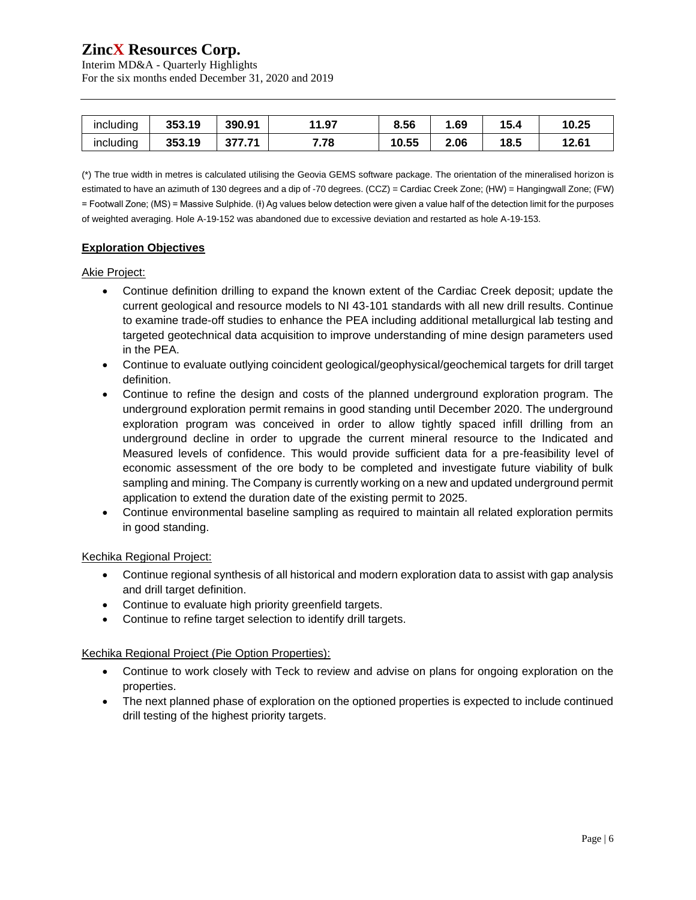| including | 353.19 | 390.91 | 11.97 | 8.56 | 1.69 | 15.4 | 10.25 |
| --- | --- | --- | --- | --- | --- | --- | --- |
| including | 353.19 | 377.71 | 7.78 | 10.55 | 2.06 | 18.5 | 12.61 |

(*) The true width in metres is calculated utilising the Geovia GEMS software package. The orientation of the mineralised horizon is estimated to have an azimuth of 130 degrees and a dip of -70 degrees. (CCZ) = Cardiac Creek Zone; (HW) = Hangingwall Zone; (FW) = Footwall Zone; (MS) = Massive Sulphide. (ǂ) Ag values below detection were given a value half of the detection limit for the purposes of weighted averaging. Hole A-19-152 was abandoned due to excessive deviation and restarted as hole A-19-153.

## Exploration Objectives

Akie Project:

- Continue definition drilling to expand the known extent of the Cardiac Creek deposit; update the current geological and resource models to NI 43-101 standards with all new drill results. Continue to examine trade-off studies to enhance the PEA including additional metallurgical lab testing and targeted geotechnical data acquisition to improve understanding of mine design parameters used in the PEA.
- Continue to evaluate outlying coincident geological/geophysical/geochemical targets for drill target definition.
- Continue to refine the design and costs of the planned underground exploration program. The underground exploration permit remains in good standing until December 2020. The underground exploration program was conceived in order to allow tightly spaced infill drilling from an underground decline in order to upgrade the current mineral resource to the Indicated and Measured levels of confidence. This would provide sufficient data for a pre-feasibility level of economic assessment of the ore body to be completed and investigate future viability of bulk sampling and mining. The Company is currently working on a new and updated underground permit application to extend the duration date of the existing permit to 2025.
- Continue environmental baseline sampling as required to maintain all related exploration permits in good standing.

Kechika Regional Project:

- Continue regional synthesis of all historical and modern exploration data to assist with gap analysis and drill target definition.
- Continue to evaluate high priority greenfield targets.
- Continue to refine target selection to identify drill targets.

Kechika Regional Project (Pie Option Properties):

- Continue to work closely with Teck to review and advise on plans for ongoing exploration on the properties.
- The next planned phase of exploration on the optioned properties is expected to include continued drill testing of the highest priority targets.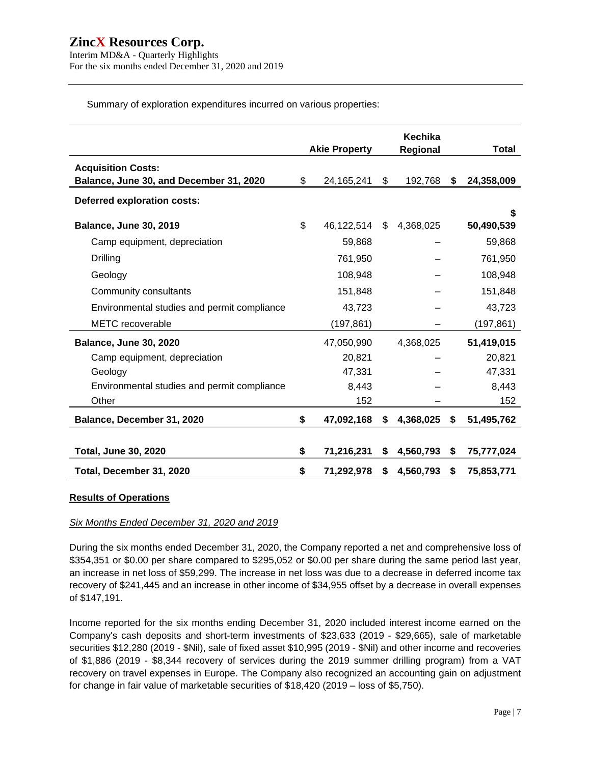Summary of exploration expenditures incurred on various properties:

| | Akie Property | Kechika Regional | Total |
|---|---|---|---|
| **Acquisition Costs:** | | | |
| **Balance, June 30, and December 31, 2020** | $ 24,165,241 | $ 192,768 | **$ 24,358,009** |
| **Deferred exploration costs:** | | | |
| **Balance, June 30, 2019** | $ 46,122,514 | $ 4,368,025 | **$ 50,490,539** |
| Camp equipment, depreciation | 59,868 | – | 59,868 |
| Drilling | 761,950 | – | 761,950 |
| Geology | 108,948 | – | 108,948 |
| Community consultants | 151,848 | – | 151,848 |
| Environmental studies and permit compliance | 43,723 | – | 43,723 |
| METC recoverable | (197,861) | – | (197,861) |
| **Balance, June 30, 2020** | 47,050,990 | 4,368,025 | **51,419,015** |
| Camp equipment, depreciation | 20,821 | – | 20,821 |
| Geology | 47,331 | – | 47,331 |
| Environmental studies and permit compliance | 8,443 | – | 8,443 |
| Other | 152 | – | 152 |
| **Balance, December 31, 2020** | **$ 47,092,168** | **$ 4,368,025** | **$ 51,495,762** |
| **Total, June 30, 2020** | **$ 71,216,231** | **$ 4,560,793** | **$ 75,777,024** |
| **Total, December 31, 2020** | **$ 71,292,978** | **$ 4,560,793** | **$ 75,853,771** |

## Results of Operations

*Six Months Ended December 31, 2020 and 2019*

During the six months ended December 31, 2020, the Company reported a net and comprehensive loss of $354,351 or $0.00 per share compared to $295,052 or $0.00 per share during the same period last year, an increase in net loss of $59,299. The increase in net loss was due to a decrease in deferred income tax recovery of $241,445 and an increase in other income of $34,955 offset by a decrease in overall expenses of $147,191.

Income reported for the six months ending December 31, 2020 included interest income earned on the Company's cash deposits and short-term investments of $23,633 (2019 - $29,665), sale of marketable securities $12,280 (2019 - $Nil), sale of fixed asset $10,995 (2019 - $Nil) and other income and recoveries of $1,886 (2019 - $8,344 recovery of services during the 2019 summer drilling program) from a VAT recovery on travel expenses in Europe. The Company also recognized an accounting gain on adjustment for change in fair value of marketable securities of $18,420 (2019 – loss of $5,750).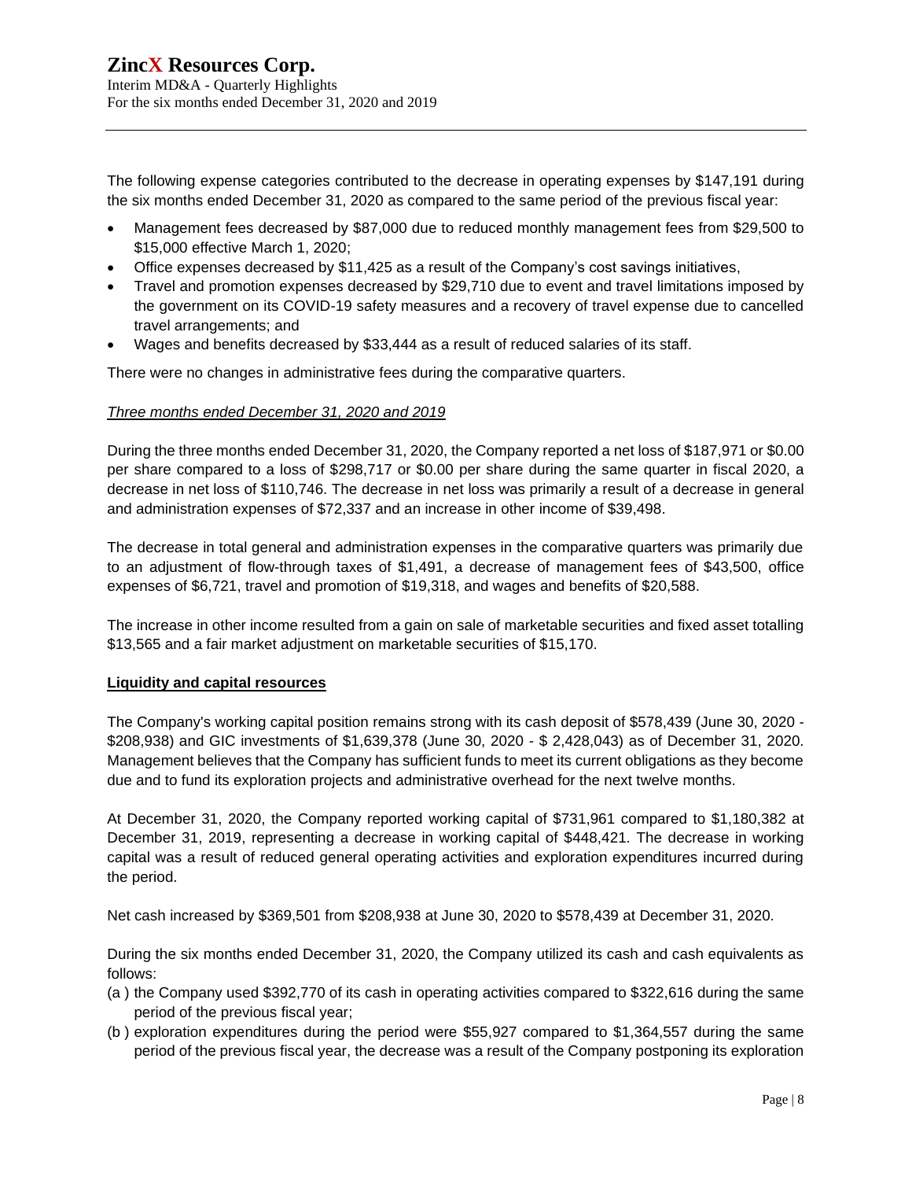The following expense categories contributed to the decrease in operating expenses by $147,191 during the six months ended December 31, 2020 as compared to the same period of the previous fiscal year:

- Management fees decreased by $87,000 due to reduced monthly management fees from $29,500 to $15,000 effective March 1, 2020;
- Office expenses decreased by $11,425 as a result of the Company's cost savings initiatives,
- Travel and promotion expenses decreased by $29,710 due to event and travel limitations imposed by the government on its COVID-19 safety measures and a recovery of travel expense due to cancelled travel arrangements; and
- Wages and benefits decreased by $33,444 as a result of reduced salaries of its staff.

There were no changes in administrative fees during the comparative quarters.

*Three months ended December 31, 2020 and 2019*

During the three months ended December 31, 2020, the Company reported a net loss of $187,971 or $0.00 per share compared to a loss of $298,717 or $0.00 per share during the same quarter in fiscal 2020, a decrease in net loss of $110,746. The decrease in net loss was primarily a result of a decrease in general and administration expenses of $72,337 and an increase in other income of $39,498.

The decrease in total general and administration expenses in the comparative quarters was primarily due to an adjustment of flow-through taxes of $1,491, a decrease of management fees of $43,500, office expenses of $6,721, travel and promotion of $19,318, and wages and benefits of $20,588.

The increase in other income resulted from a gain on sale of marketable securities and fixed asset totalling $13,565 and a fair market adjustment on marketable securities of $15,170.

**Liquidity and capital resources**

The Company's working capital position remains strong with its cash deposit of $578,439 (June 30, 2020 - $208,938) and GIC investments of $1,639,378 (June 30, 2020 - $ 2,428,043) as of December 31, 2020. Management believes that the Company has sufficient funds to meet its current obligations as they become due and to fund its exploration projects and administrative overhead for the next twelve months.

At December 31, 2020, the Company reported working capital of $731,961 compared to $1,180,382 at December 31, 2019, representing a decrease in working capital of $448,421. The decrease in working capital was a result of reduced general operating activities and exploration expenditures incurred during the period.

Net cash increased by $369,501 from $208,938 at June 30, 2020 to $578,439 at December 31, 2020.

During the six months ended December 31, 2020, the Company utilized its cash and cash equivalents as follows:

(a ) the Company used $392,770 of its cash in operating activities compared to $322,616 during the same period of the previous fiscal year;

(b ) exploration expenditures during the period were $55,927 compared to $1,364,557 during the same period of the previous fiscal year, the decrease was a result of the Company postponing its exploration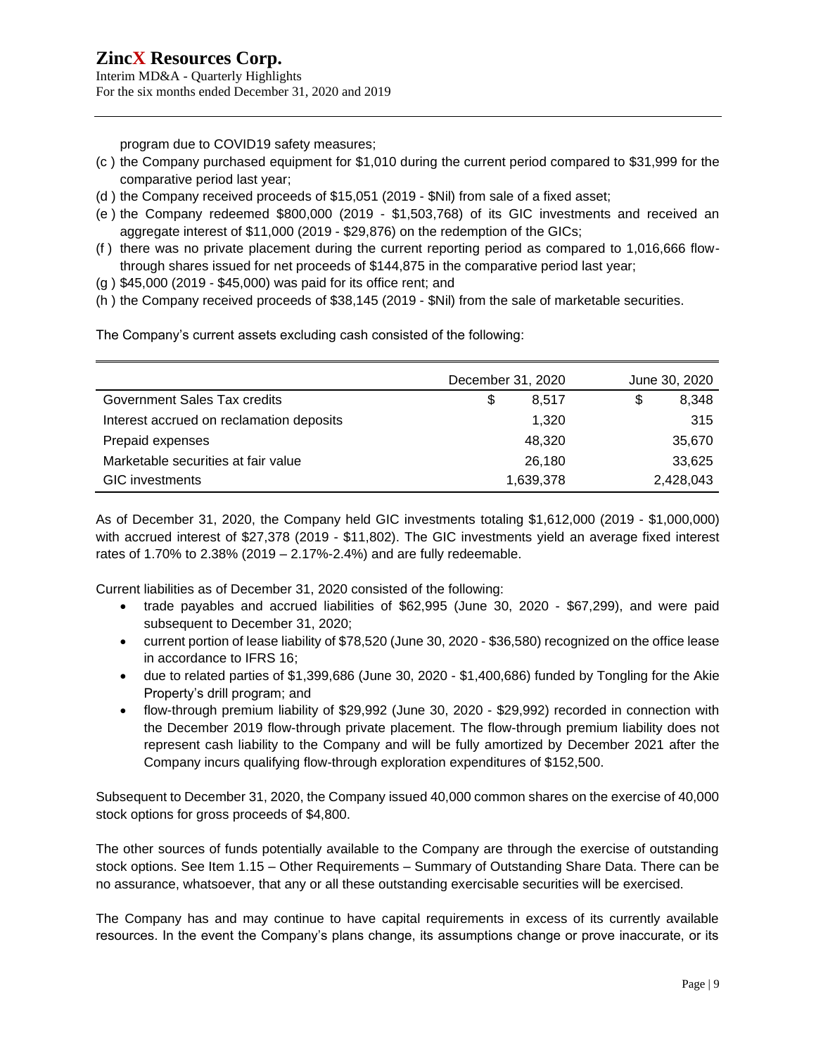program due to COVID19 safety measures;

(c ) the Company purchased equipment for $1,010 during the current period compared to $31,999 for the comparative period last year;

(d ) the Company received proceeds of $15,051 (2019 - $Nil) from sale of a fixed asset;

(e ) the Company redeemed $800,000 (2019 - $1,503,768) of its GIC investments and received an aggregate interest of $11,000 (2019 - $29,876) on the redemption of the GICs;

(f ) there was no private placement during the current reporting period as compared to 1,016,666 flow-through shares issued for net proceeds of $144,875 in the comparative period last year;

(g ) $45,000 (2019 - $45,000) was paid for its office rent; and

(h ) the Company received proceeds of $38,145 (2019 - $Nil) from the sale of marketable securities.

The Company's current assets excluding cash consisted of the following:

| | December 31, 2020 | June 30, 2020 |
|---|---|---|
| Government Sales Tax credits | $ 8,517 | $ 8,348 |
| Interest accrued on reclamation deposits | 1,320 | 315 |
| Prepaid expenses | 48,320 | 35,670 |
| Marketable securities at fair value | 26,180 | 33,625 |
| GIC investments | 1,639,378 | 2,428,043 |

As of December 31, 2020, the Company held GIC investments totaling $1,612,000 (2019 - $1,000,000) with accrued interest of $27,378 (2019 - $11,802). The GIC investments yield an average fixed interest rates of 1.70% to 2.38% (2019 – 2.17%-2.4%) and are fully redeemable.

Current liabilities as of December 31, 2020 consisted of the following:

- trade payables and accrued liabilities of $62,995 (June 30, 2020 - $67,299), and were paid subsequent to December 31, 2020;
- current portion of lease liability of $78,520 (June 30, 2020 - $36,580) recognized on the office lease in accordance to IFRS 16;
- due to related parties of $1,399,686 (June 30, 2020 - $1,400,686) funded by Tongling for the Akie Property's drill program; and
- flow-through premium liability of $29,992 (June 30, 2020 - $29,992) recorded in connection with the December 2019 flow-through private placement. The flow-through premium liability does not represent cash liability to the Company and will be fully amortized by December 2021 after the Company incurs qualifying flow-through exploration expenditures of $152,500.

Subsequent to December 31, 2020, the Company issued 40,000 common shares on the exercise of 40,000 stock options for gross proceeds of $4,800.

The other sources of funds potentially available to the Company are through the exercise of outstanding stock options. See Item 1.15 – Other Requirements – Summary of Outstanding Share Data. There can be no assurance, whatsoever, that any or all these outstanding exercisable securities will be exercised.

The Company has and may continue to have capital requirements in excess of its currently available resources. In the event the Company's plans change, its assumptions change or prove inaccurate, or its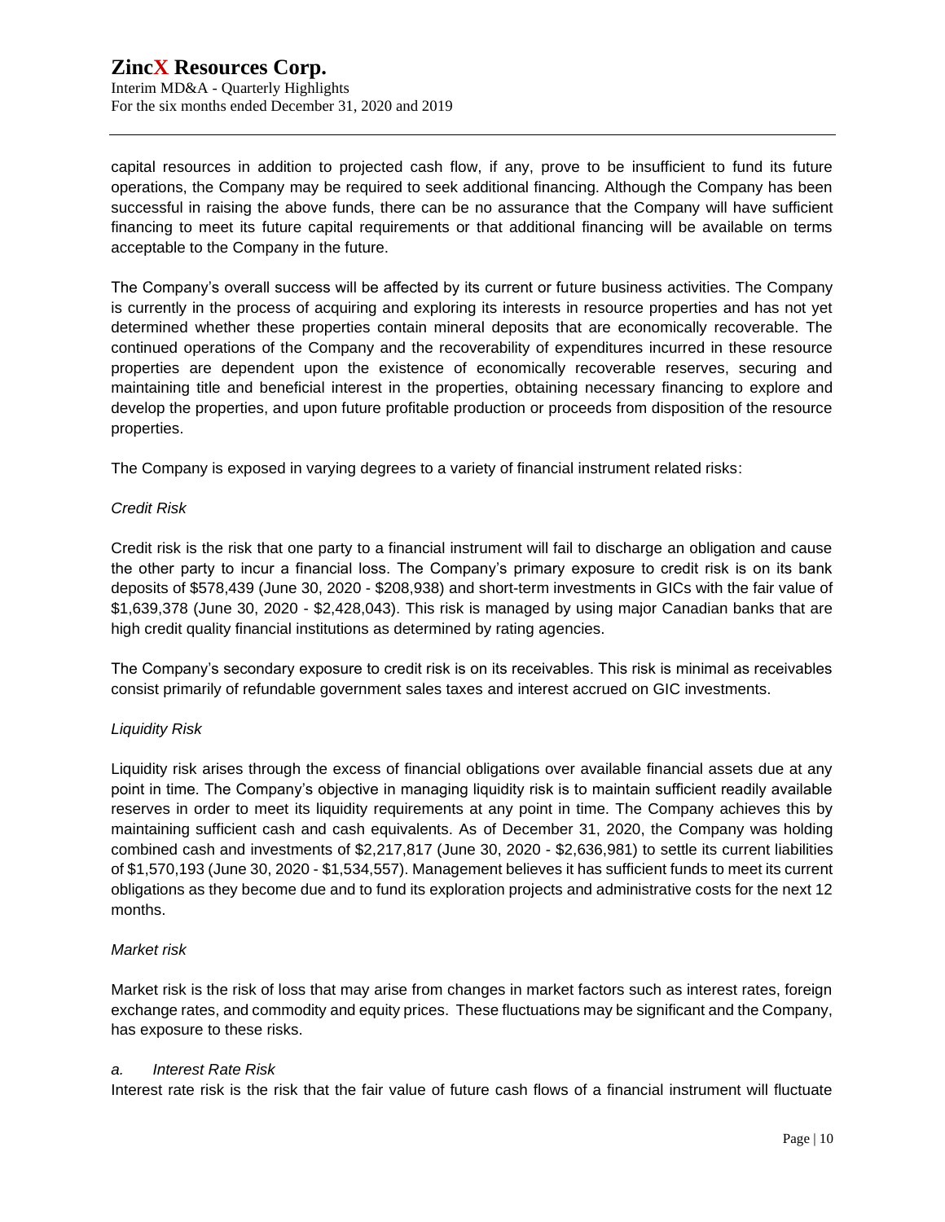capital resources in addition to projected cash flow, if any, prove to be insufficient to fund its future operations, the Company may be required to seek additional financing. Although the Company has been successful in raising the above funds, there can be no assurance that the Company will have sufficient financing to meet its future capital requirements or that additional financing will be available on terms acceptable to the Company in the future.

The Company's overall success will be affected by its current or future business activities. The Company is currently in the process of acquiring and exploring its interests in resource properties and has not yet determined whether these properties contain mineral deposits that are economically recoverable. The continued operations of the Company and the recoverability of expenditures incurred in these resource properties are dependent upon the existence of economically recoverable reserves, securing and maintaining title and beneficial interest in the properties, obtaining necessary financing to explore and develop the properties, and upon future profitable production or proceeds from disposition of the resource properties.

The Company is exposed in varying degrees to a variety of financial instrument related risks:

*Credit Risk*

Credit risk is the risk that one party to a financial instrument will fail to discharge an obligation and cause the other party to incur a financial loss. The Company's primary exposure to credit risk is on its bank deposits of $578,439 (June 30, 2020 - $208,938) and short-term investments in GICs with the fair value of $1,639,378 (June 30, 2020 - $2,428,043). This risk is managed by using major Canadian banks that are high credit quality financial institutions as determined by rating agencies.

The Company's secondary exposure to credit risk is on its receivables. This risk is minimal as receivables consist primarily of refundable government sales taxes and interest accrued on GIC investments.

*Liquidity Risk*

Liquidity risk arises through the excess of financial obligations over available financial assets due at any point in time. The Company's objective in managing liquidity risk is to maintain sufficient readily available reserves in order to meet its liquidity requirements at any point in time. The Company achieves this by maintaining sufficient cash and cash equivalents. As of December 31, 2020, the Company was holding combined cash and investments of $2,217,817 (June 30, 2020 - $2,636,981) to settle its current liabilities of $1,570,193 (June 30, 2020 - $1,534,557). Management believes it has sufficient funds to meet its current obligations as they become due and to fund its exploration projects and administrative costs for the next 12 months.

*Market risk*

Market risk is the risk of loss that may arise from changes in market factors such as interest rates, foreign exchange rates, and commodity and equity prices. These fluctuations may be significant and the Company, has exposure to these risks.

*a. Interest Rate Risk*

Interest rate risk is the risk that the fair value of future cash flows of a financial instrument will fluctuate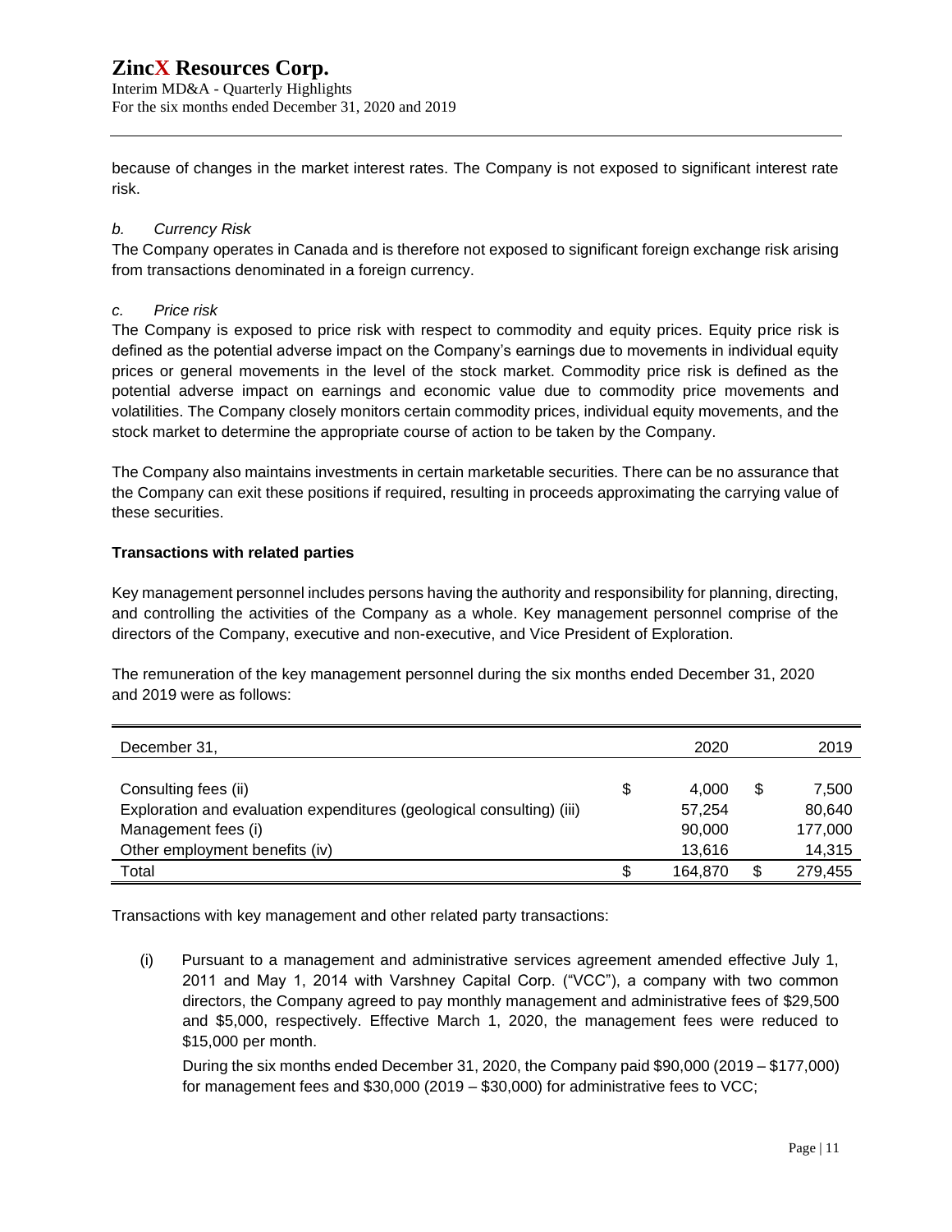because of changes in the market interest rates. The Company is not exposed to significant interest rate risk.

*b. Currency Risk*

The Company operates in Canada and is therefore not exposed to significant foreign exchange risk arising from transactions denominated in a foreign currency.

*c. Price risk*

The Company is exposed to price risk with respect to commodity and equity prices. Equity price risk is defined as the potential adverse impact on the Company's earnings due to movements in individual equity prices or general movements in the level of the stock market. Commodity price risk is defined as the potential adverse impact on earnings and economic value due to commodity price movements and volatilities. The Company closely monitors certain commodity prices, individual equity movements, and the stock market to determine the appropriate course of action to be taken by the Company.

The Company also maintains investments in certain marketable securities. There can be no assurance that the Company can exit these positions if required, resulting in proceeds approximating the carrying value of these securities.

**Transactions with related parties**

Key management personnel includes persons having the authority and responsibility for planning, directing, and controlling the activities of the Company as a whole. Key management personnel comprise of the directors of the Company, executive and non-executive, and Vice President of Exploration.

The remuneration of the key management personnel during the six months ended December 31, 2020 and 2019 were as follows:

| December 31, | 2020 | 2019 |
|---|---|---|
| Consulting fees (ii) | $ 4,000 | $ 7,500 |
| Exploration and evaluation expenditures (geological consulting) (iii) | 57,254 | 80,640 |
| Management fees (i) | 90,000 | 177,000 |
| Other employment benefits (iv) | 13,616 | 14,315 |
| Total | $ 164,870 | $ 279,455 |

Transactions with key management and other related party transactions:

(i) Pursuant to a management and administrative services agreement amended effective July 1, 2011 and May 1, 2014 with Varshney Capital Corp. ("VCC"), a company with two common directors, the Company agreed to pay monthly management and administrative fees of $29,500 and $5,000, respectively. Effective March 1, 2020, the management fees were reduced to $15,000 per month.

During the six months ended December 31, 2020, the Company paid $90,000 (2019 – $177,000) for management fees and $30,000 (2019 – $30,000) for administrative fees to VCC;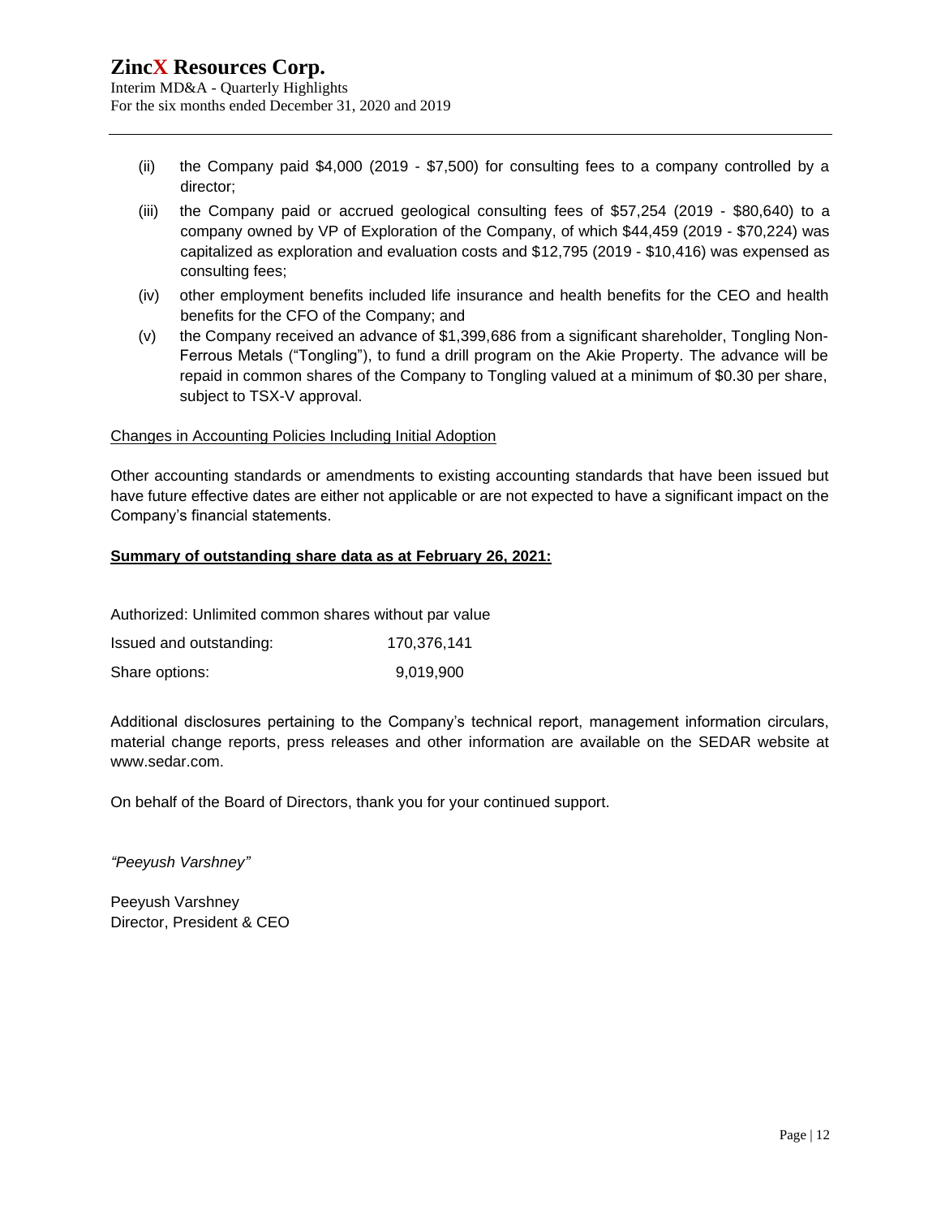(ii) the Company paid $4,000 (2019 - $7,500) for consulting fees to a company controlled by a director;

(iii) the Company paid or accrued geological consulting fees of $57,254 (2019 - $80,640) to a company owned by VP of Exploration of the Company, of which $44,459 (2019 - $70,224) was capitalized as exploration and evaluation costs and $12,795 (2019 - $10,416) was expensed as consulting fees;

(iv) other employment benefits included life insurance and health benefits for the CEO and health benefits for the CFO of the Company; and

(v) the Company received an advance of $1,399,686 from a significant shareholder, Tongling Non-Ferrous Metals ("Tongling"), to fund a drill program on the Akie Property. The advance will be repaid in common shares of the Company to Tongling valued at a minimum of $0.30 per share, subject to TSX-V approval.

Changes in Accounting Policies Including Initial Adoption

Other accounting standards or amendments to existing accounting standards that have been issued but have future effective dates are either not applicable or are not expected to have a significant impact on the Company's financial statements.

**Summary of outstanding share data as at February 26, 2021:**

Authorized: Unlimited common shares without par value

| | |
|---|---|
| Issued and outstanding: | 170,376,141 |
| Share options: | 9,019,900 |

Additional disclosures pertaining to the Company's technical report, management information circulars, material change reports, press releases and other information are available on the SEDAR website at www.sedar.com.

On behalf of the Board of Directors, thank you for your continued support.

*"Peeyush Varshney"*

Peeyush Varshney
Director, President & CEO